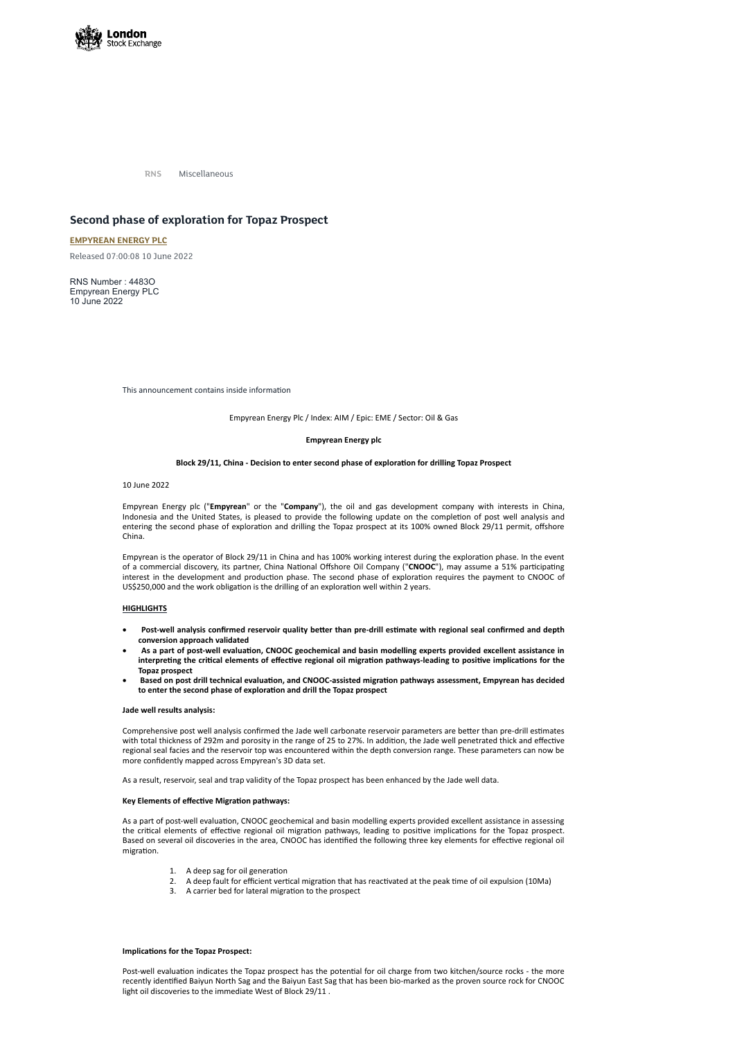RNS Miscellaneous

# Second phase of exploration for Topaz Prospect

**EMPYREAN ENERGY PLC**

Released 07:00:08 10 June 2022

RNS Number : 4483O
Empyrean Energy PLC
10 June 2022

This announcement contains inside information

Empyrean Energy Plc / Index: AIM / Epic: EME / Sector: Oil & Gas

**Empyrean Energy plc**

**Block 29/11, China - Decision to enter second phase of exploration for drilling Topaz Prospect**

10 June 2022

Empyrean Energy plc ("**Empyrean**" or the "**Company**"), the oil and gas development company with interests in China, Indonesia and the United States, is pleased to provide the following update on the completion of post well analysis and entering the second phase of exploration and drilling the Topaz prospect at its 100% owned Block 29/11 permit, offshore China.

Empyrean is the operator of Block 29/11 in China and has 100% working interest during the exploration phase. In the event of a commercial discovery, its partner, China National Offshore Oil Company ("**CNOOC**"), may assume a 51% participating interest in the development and production phase. The second phase of exploration requires the payment to CNOOC of US$250,000 and the work obligation is the drilling of an exploration well within 2 years.

**HIGHLIGHTS**

- **Post-well analysis confirmed reservoir quality better than pre-drill estimate with regional seal confirmed and depth conversion approach validated**
- **As a part of post-well evaluation, CNOOC geochemical and basin modelling experts provided excellent assistance in interpreting the critical elements of effective regional oil migration pathways-leading to positive implications for the Topaz prospect**
- **Based on post drill technical evaluation, and CNOOC-assisted migration pathways assessment, Empyrean has decided to enter the second phase of exploration and drill the Topaz prospect**

**Jade well results analysis:**

Comprehensive post well analysis confirmed the Jade well carbonate reservoir parameters are better than pre-drill estimates with total thickness of 292m and porosity in the range of 25 to 27%. In addition, the Jade well penetrated thick and effective regional seal facies and the reservoir top was encountered within the depth conversion range. These parameters can now be more confidently mapped across Empyrean's 3D data set.

As a result, reservoir, seal and trap validity of the Topaz prospect has been enhanced by the Jade well data.

**Key Elements of effective Migration pathways:**

As a part of post-well evaluation, CNOOC geochemical and basin modelling experts provided excellent assistance in assessing the critical elements of effective regional oil migration pathways, leading to positive implications for the Topaz prospect. Based on several oil discoveries in the area, CNOOC has identified the following three key elements for effective regional oil migration.

1. A deep sag for oil generation
2. A deep fault for efficient vertical migration that has reactivated at the peak time of oil expulsion (10Ma)
3. A carrier bed for lateral migration to the prospect

**Implications for the Topaz Prospect:**

Post-well evaluation indicates the Topaz prospect has the potential for oil charge from two kitchen/source rocks - the more recently identified Baiyun North Sag and the Baiyun East Sag that has been bio-marked as the proven source rock for CNOOC light oil discoveries to the immediate West of Block 29/11 .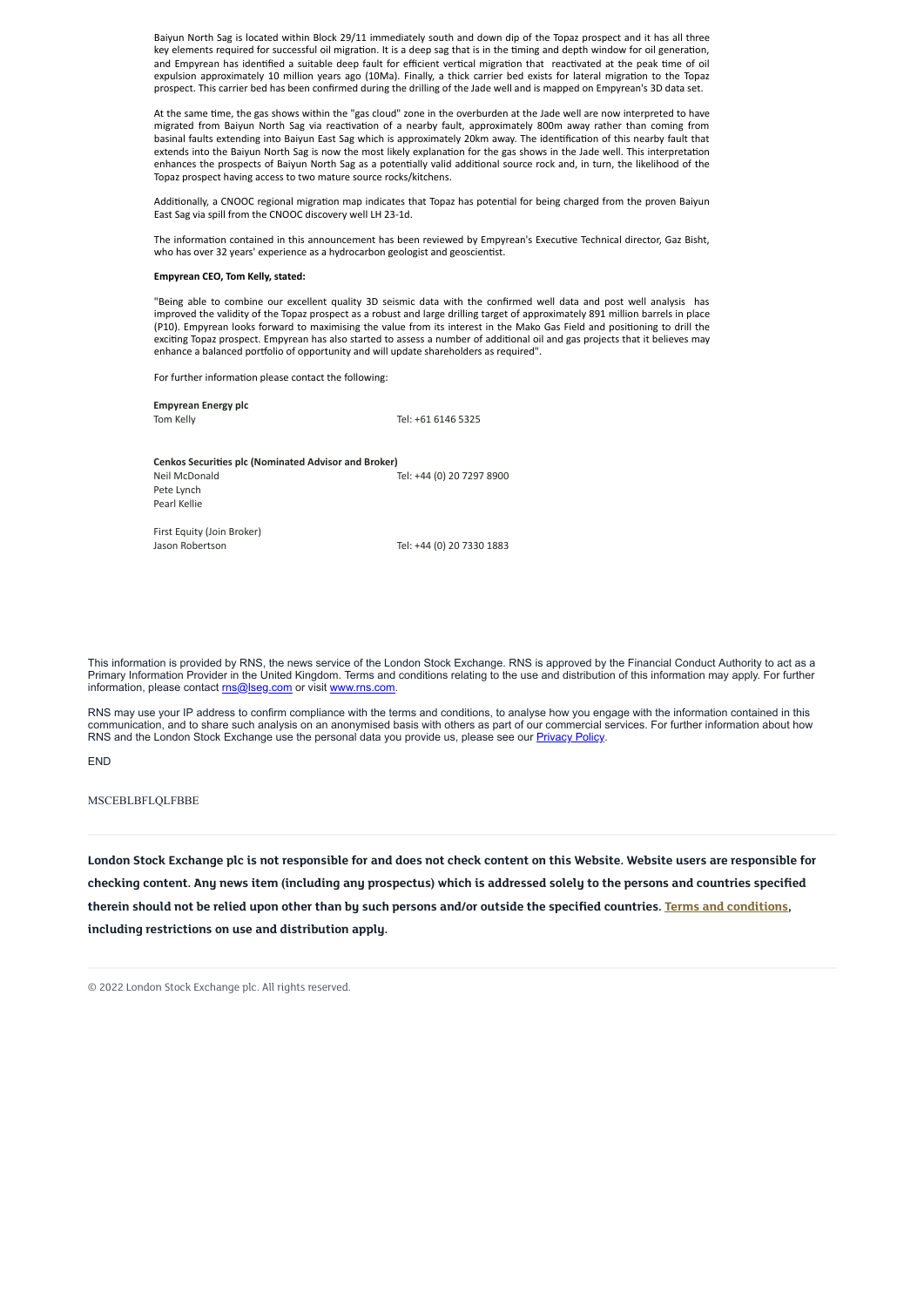Baiyun North Sag is located within Block 29/11 immediately south and down dip of the Topaz prospect and it has all three key elements required for successful oil migration. It is a deep sag that is in the timing and depth window for oil generation, and Empyrean has identified a suitable deep fault for efficient vertical migration that reactivated at the peak time of oil expulsion approximately 10 million years ago (10Ma). Finally, a thick carrier bed exists for lateral migration to the Topaz prospect. This carrier bed has been confirmed during the drilling of the Jade well and is mapped on Empyrean's 3D data set.

At the same time, the gas shows within the "gas cloud" zone in the overburden at the Jade well are now interpreted to have migrated from Baiyun North Sag via reactivation of a nearby fault, approximately 800m away rather than coming from basinal faults extending into Baiyun East Sag which is approximately 20km away. The identification of this nearby fault that extends into the Baiyun North Sag is now the most likely explanation for the gas shows in the Jade well. This interpretation enhances the prospects of Baiyun North Sag as a potentially valid additional source rock and, in turn, the likelihood of the Topaz prospect having access to two mature source rocks/kitchens.

Additionally, a CNOOC regional migration map indicates that Topaz has potential for being charged from the proven Baiyun East Sag via spill from the CNOOC discovery well LH 23-1d.

The information contained in this announcement has been reviewed by Empyrean's Executive Technical director, Gaz Bisht, who has over 32 years' experience as a hydrocarbon geologist and geoscientist.

**Empyrean CEO, Tom Kelly, stated:**

"Being able to combine our excellent quality 3D seismic data with the confirmed well data and post well analysis has improved the validity of the Topaz prospect as a robust and large drilling target of approximately 891 million barrels in place (P10). Empyrean looks forward to maximising the value from its interest in the Mako Gas Field and positioning to drill the exciting Topaz prospect. Empyrean has also started to assess a number of additional oil and gas projects that it believes may enhance a balanced portfolio of opportunity and will update shareholders as required".

For further information please contact the following:

**Empyrean Energy plc**
Tom Kelly — Tel: +61 6146 5325

**Cenkos Securities plc (Nominated Advisor and Broker)**
Neil McDonald — Tel: +44 (0) 20 7297 8900
Pete Lynch
Pearl Kellie

First Equity (Join Broker)
Jason Robertson — Tel: +44 (0) 20 7330 1883

This information is provided by RNS, the news service of the London Stock Exchange. RNS is approved by the Financial Conduct Authority to act as a Primary Information Provider in the United Kingdom. Terms and conditions relating to the use and distribution of this information may apply. For further information, please contact rns@lseg.com or visit www.rns.com.

RNS may use your IP address to confirm compliance with the terms and conditions, to analyse how you engage with the information contained in this communication, and to share such analysis on an anonymised basis with others as part of our commercial services. For further information about how RNS and the London Stock Exchange use the personal data you provide us, please see our Privacy Policy.

END

MSCEBLBFLQLFBBE

**London Stock Exchange plc is not responsible for and does not check content on this Website. Website users are responsible for checking content. Any news item (including any prospectus) which is addressed solely to the persons and countries specified therein should not be relied upon other than by such persons and/or outside the specified countries. Terms and conditions, including restrictions on use and distribution apply.**

© 2022 London Stock Exchange plc. All rights reserved.